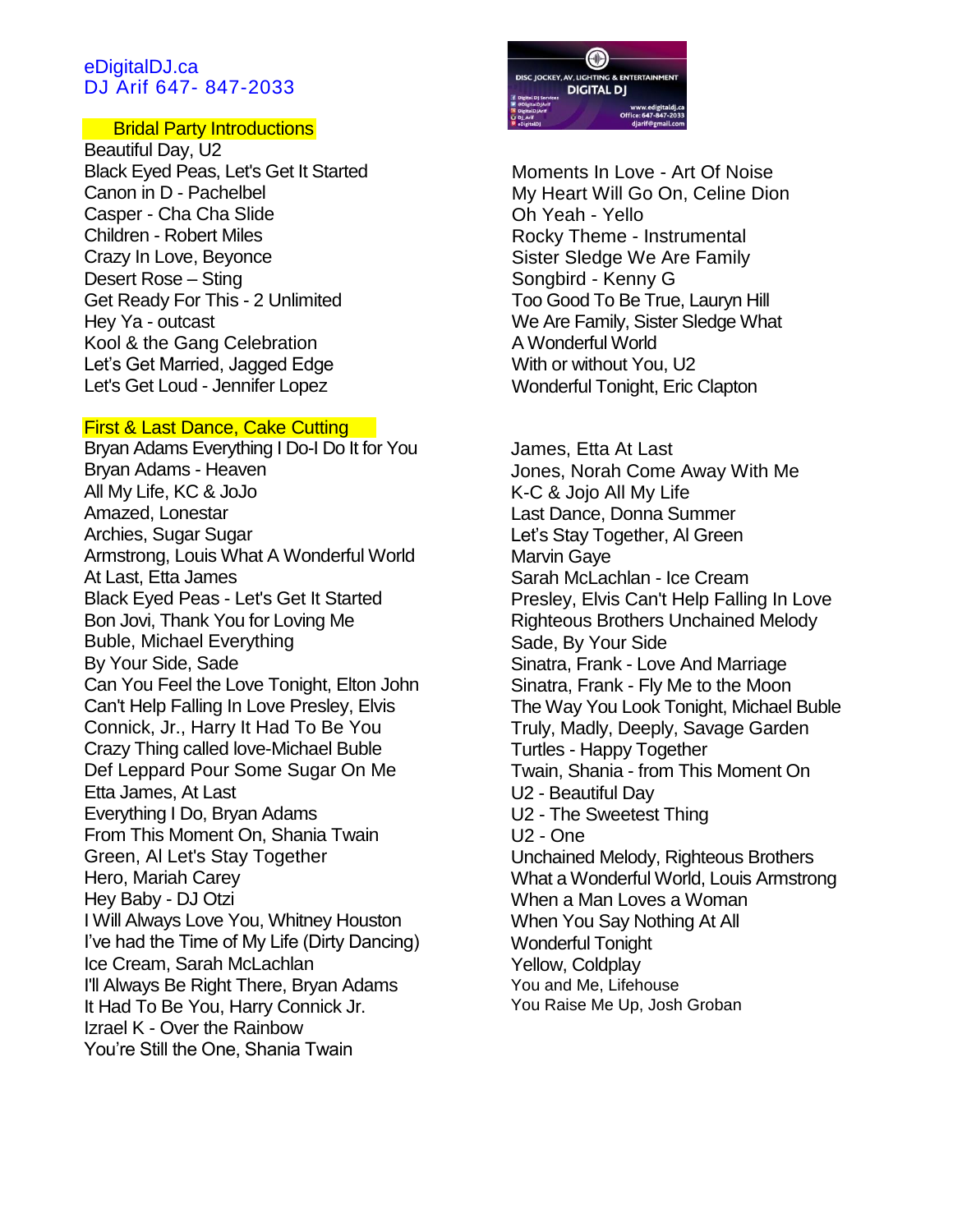eDigitalDJ.ca
DJ Arif 647- 847-2033

## Bridal Party Introductions

Beautiful Day, U2
Black Eyed Peas, Let's Get It Started
Canon in D - Pachelbel
Casper - Cha Cha Slide
Children - Robert Miles
Crazy In Love, Beyonce
Desert Rose – Sting
Get Ready For This - 2 Unlimited
Hey Ya - outcast
Kool & the Gang Celebration
Let's Get Married, Jagged Edge
Let's Get Loud - Jennifer Lopez
Moments In Love - Art Of Noise
My Heart Will Go On, Celine Dion
Oh Yeah - Yello
Rocky Theme - Instrumental
Sister Sledge We Are Family
Songbird - Kenny G
Too Good To Be True, Lauryn Hill
We Are Family, Sister Sledge What
A Wonderful World
With or without You, U2
Wonderful Tonight, Eric Clapton

## First & Last Dance, Cake Cutting

Bryan Adams Everything I Do-I Do It for You
Bryan Adams - Heaven
All My Life, KC & JoJo
Amazed, Lonestar
Archies, Sugar Sugar
Armstrong, Louis What A Wonderful World
At Last, Etta James
Black Eyed Peas - Let's Get It Started
Bon Jovi, Thank You for Loving Me
Buble, Michael Everything
By Your Side, Sade
Can You Feel the Love Tonight, Elton John
Can't Help Falling In Love Presley, Elvis
Connick, Jr., Harry It Had To Be You
Crazy Thing called love-Michael Buble
Def Leppard Pour Some Sugar On Me
Etta James, At Last
Everything I Do, Bryan Adams
From This Moment On, Shania Twain
Green, Al Let's Stay Together
Hero, Mariah Carey
Hey Baby - DJ Otzi
I Will Always Love You, Whitney Houston
I've had the Time of My Life (Dirty Dancing)
Ice Cream, Sarah McLachlan
I'll Always Be Right There, Bryan Adams
It Had To Be You, Harry Connick Jr.
Izrael K - Over the Rainbow
You're Still the One, Shania Twain
James, Etta At Last
Jones, Norah Come Away With Me
K-C & Jojo All My Life
Last Dance, Donna Summer
Let's Stay Together, Al Green
Marvin Gaye
Sarah McLachlan - Ice Cream
Presley, Elvis Can't Help Falling In Love
Righteous Brothers Unchained Melody
Sade, By Your Side
Sinatra, Frank - Love And Marriage
Sinatra, Frank - Fly Me to the Moon
The Way You Look Tonight, Michael Buble
Truly, Madly, Deeply, Savage Garden
Turtles - Happy Together
Twain, Shania - from This Moment On
U2 - Beautiful Day
U2 - The Sweetest Thing
U2 - One
Unchained Melody, Righteous Brothers
What a Wonderful World, Louis Armstrong
When a Man Loves a Woman
When You Say Nothing At All
Wonderful Tonight
Yellow, Coldplay
You and Me, Lifehouse
You Raise Me Up, Josh Groban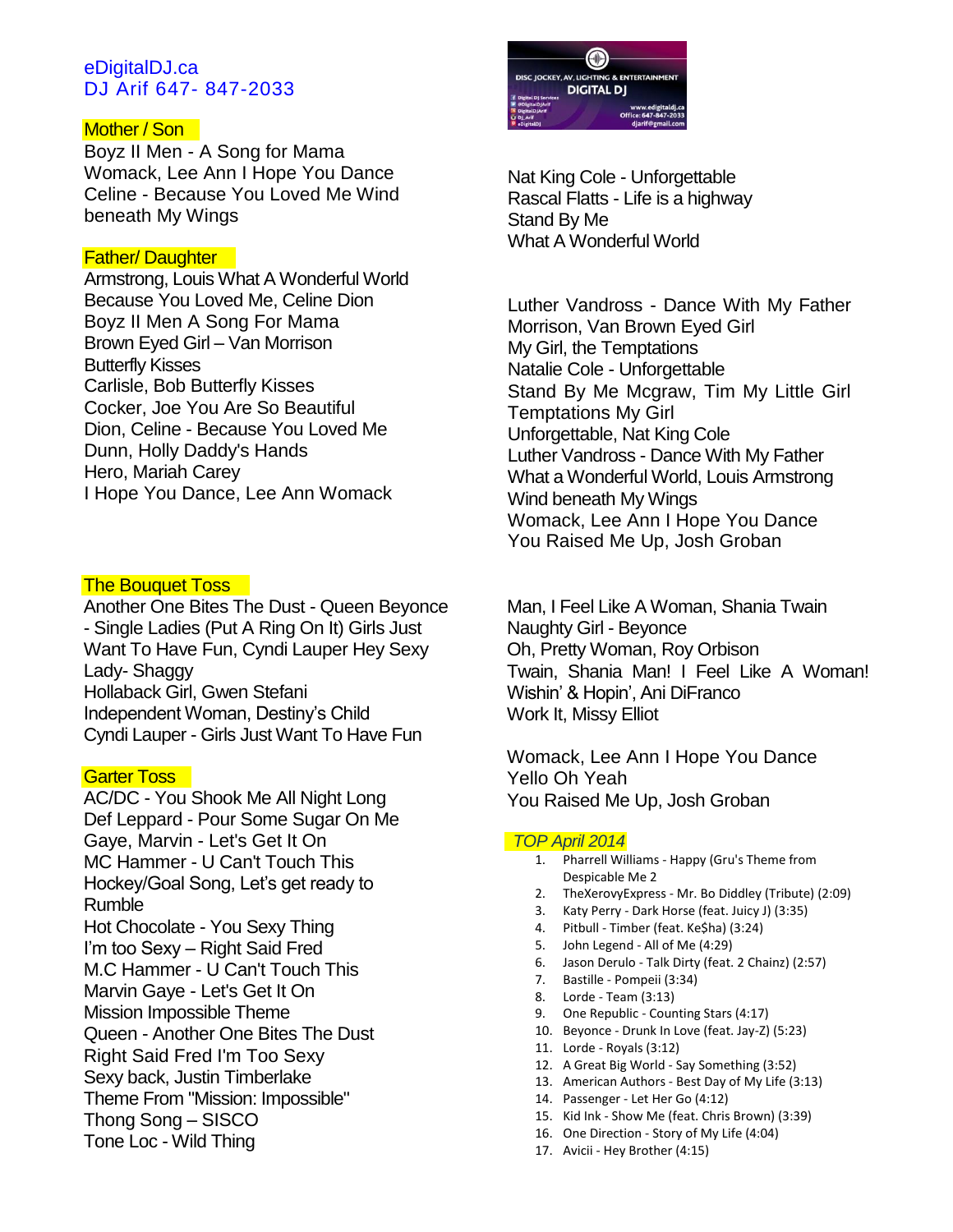eDigitalDJ.ca
DJ Arif 647- 847-2033

## Mother / Son

Boyz II Men - A Song for Mama
Womack, Lee Ann I Hope You Dance
Celine - Because You Loved Me Wind beneath My Wings

## Father/ Daughter

Armstrong, Louis What A Wonderful World
Because You Loved Me, Celine Dion
Boyz II Men A Song For Mama
Brown Eyed Girl – Van Morrison
Butterfly Kisses
Carlisle, Bob Butterfly Kisses
Cocker, Joe You Are So Beautiful
Dion, Celine - Because You Loved Me
Dunn, Holly Daddy's Hands
Hero, Mariah Carey
I Hope You Dance, Lee Ann Womack

## The Bouquet Toss

Another One Bites The Dust - Queen Beyonce - Single Ladies (Put A Ring On It) Girls Just Want To Have Fun, Cyndi Lauper Hey Sexy Lady- Shaggy
Hollaback Girl, Gwen Stefani
Independent Woman, Destiny's Child
Cyndi Lauper - Girls Just Want To Have Fun

## Garter Toss

AC/DC - You Shook Me All Night Long
Def Leppard - Pour Some Sugar On Me
Gaye, Marvin - Let's Get It On
MC Hammer - U Can't Touch This
Hockey/Goal Song, Let's get ready to Rumble
Hot Chocolate - You Sexy Thing
I'm too Sexy – Right Said Fred
M.C Hammer - U Can't Touch This
Marvin Gaye - Let's Get It On
Mission Impossible Theme
Queen - Another One Bites The Dust
Right Said Fred I'm Too Sexy
Sexy back, Justin Timberlake
Theme From "Mission: Impossible"
Thong Song – SISCO
Tone Loc - Wild Thing

DISC JOCKEY, AV, LIGHTING & ENTERTAINMENT
DIGITAL DJ
Digital DJ Services
@DigitalDJArif
DigitalDJArif
DJ_Arif
eDigitalDJ
www.edigitaldj.ca
Office: 647-847-2033
djarif@gmail.com

Nat King Cole - Unforgettable
Rascal Flatts - Life is a highway
Stand By Me
What A Wonderful World

Luther Vandross - Dance With My Father
Morrison, Van Brown Eyed Girl
My Girl, the Temptations
Natalie Cole - Unforgettable
Stand By Me Mcgraw, Tim My Little Girl
Temptations My Girl
Unforgettable, Nat King Cole
Luther Vandross - Dance With My Father
What a Wonderful World, Louis Armstrong
Wind beneath My Wings
Womack, Lee Ann I Hope You Dance
You Raised Me Up, Josh Groban

Man, I Feel Like A Woman, Shania Twain
Naughty Girl - Beyonce
Oh, Pretty Woman, Roy Orbison
Twain, Shania Man! I Feel Like A Woman!
Wishin' & Hopin', Ani DiFranco
Work It, Missy Elliot

Womack, Lee Ann I Hope You Dance
Yello Oh Yeah
You Raised Me Up, Josh Groban

## *TOP April 2014*

1. Pharrell Williams - Happy (Gru's Theme from Despicable Me 2
2. TheXerovyExpress - Mr. Bo Diddley (Tribute) (2:09)
3. Katy Perry - Dark Horse (feat. Juicy J) (3:35)
4. Pitbull - Timber (feat. Ke$ha) (3:24)
5. John Legend - All of Me (4:29)
6. Jason Derulo - Talk Dirty (feat. 2 Chainz) (2:57)
7. Bastille - Pompeii (3:34)
8. Lorde - Team (3:13)
9. One Republic - Counting Stars (4:17)
10. Beyonce - Drunk In Love (feat. Jay-Z) (5:23)
11. Lorde - Royals (3:12)
12. A Great Big World - Say Something (3:52)
13. American Authors - Best Day of My Life (3:13)
14. Passenger - Let Her Go (4:12)
15. Kid Ink - Show Me (feat. Chris Brown) (3:39)
16. One Direction - Story of My Life (4:04)
17. Avicii - Hey Brother (4:15)